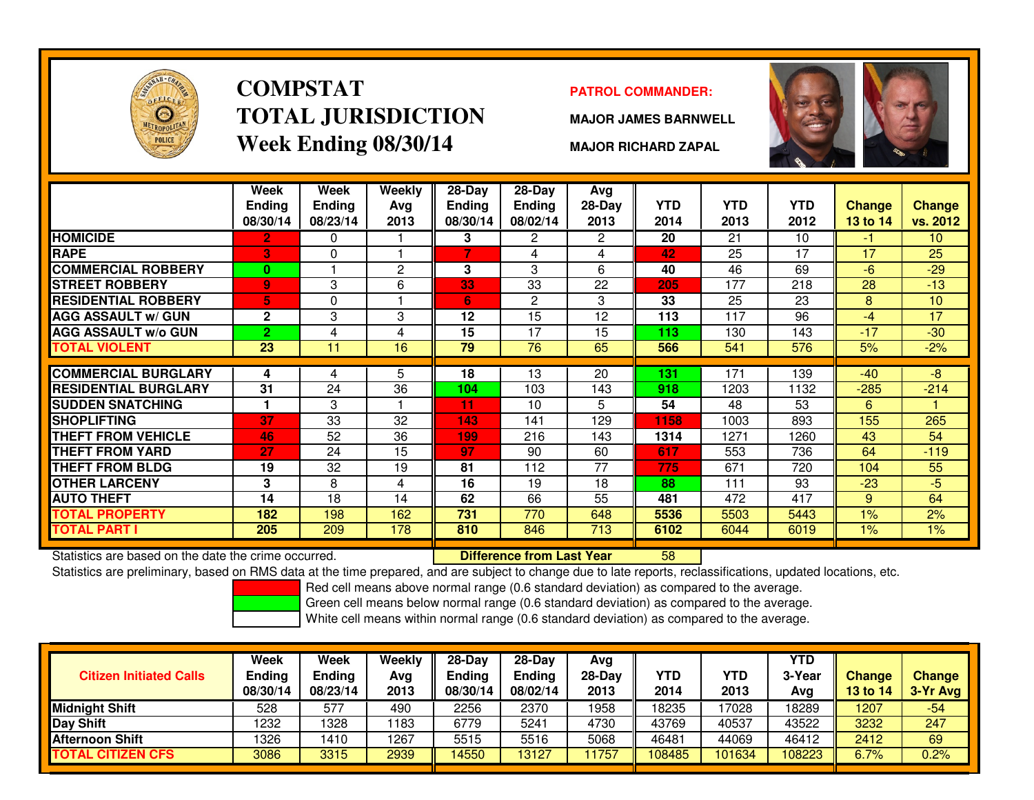# COMPSTAT
# TOTAL JURISDICTION
# Week Ending 08/30/14

**PATROL COMMANDER:**

**MAJOR JAMES BARNWELL**

**MAJOR RICHARD ZAPAL**

| | Week Ending 08/30/14 | Week Ending 08/23/14 | Weekly Avg 2013 | 28-Day Ending 08/30/14 | 28-Day Ending 08/02/14 | Avg 28-Day 2013 | YTD 2014 | YTD 2013 | YTD 2012 | Change 13 to 14 | Change vs. 2012 |
|---|---|---|---|---|---|---|---|---|---|---|---|
| HOMICIDE | 2 | 0 | 1 | 3 | 2 | 2 | 20 | 21 | 10 | -1 | 10 |
| RAPE | 3 | 0 | 1 | 7 | 4 | 4 | 42 | 25 | 17 | 17 | 25 |
| COMMERCIAL ROBBERY | 0 | 1 | 2 | 3 | 3 | 6 | 40 | 46 | 69 | -6 | -29 |
| STREET ROBBERY | 9 | 3 | 6 | 33 | 33 | 22 | 205 | 177 | 218 | 28 | -13 |
| RESIDENTIAL ROBBERY | 5 | 0 | 1 | 6 | 2 | 3 | 33 | 25 | 23 | 8 | 10 |
| AGG ASSAULT w/ GUN | 2 | 3 | 3 | 12 | 15 | 12 | 113 | 117 | 96 | -4 | 17 |
| AGG ASSAULT w/o GUN | 2 | 4 | 4 | 15 | 17 | 15 | 113 | 130 | 143 | -17 | -30 |
| TOTAL VIOLENT | 23 | 11 | 16 | 79 | 76 | 65 | 566 | 541 | 576 | 5% | -2% |
| COMMERCIAL BURGLARY | 4 | 4 | 5 | 18 | 13 | 20 | 131 | 171 | 139 | -40 | -8 |
| RESIDENTIAL BURGLARY | 31 | 24 | 36 | 104 | 103 | 143 | 918 | 1203 | 1132 | -285 | -214 |
| SUDDEN SNATCHING | 1 | 3 | 1 | 11 | 10 | 5 | 54 | 48 | 53 | 6 | 1 |
| SHOPLIFTING | 37 | 33 | 32 | 143 | 141 | 129 | 1158 | 1003 | 893 | 155 | 265 |
| THEFT FROM VEHICLE | 46 | 52 | 36 | 199 | 216 | 143 | 1314 | 1271 | 1260 | 43 | 54 |
| THEFT FROM YARD | 27 | 24 | 15 | 97 | 90 | 60 | 617 | 553 | 736 | 64 | -119 |
| THEFT FROM BLDG | 19 | 32 | 19 | 81 | 112 | 77 | 775 | 671 | 720 | 104 | 55 |
| OTHER LARCENY | 3 | 8 | 4 | 16 | 19 | 18 | 88 | 111 | 93 | -23 | -5 |
| AUTO THEFT | 14 | 18 | 14 | 62 | 66 | 55 | 481 | 472 | 417 | 9 | 64 |
| TOTAL PROPERTY | 182 | 198 | 162 | 731 | 770 | 648 | 5536 | 5503 | 5443 | 1% | 2% |
| TOTAL PART I | 205 | 209 | 178 | 810 | 846 | 713 | 6102 | 6044 | 6019 | 1% | 1% |

Statistics are based on the date the crime occurred. **Difference from Last Year** 58

Statistics are preliminary, based on RMS data at the time prepared, and are subject to change due to late reports, reclassifications, updated locations, etc.

Red cell means above normal range (0.6 standard deviation) as compared to the average.
Green cell means below normal range (0.6 standard deviation) as compared to the average.
White cell means within normal range (0.6 standard deviation) as compared to the average.

| Citizen Initiated Calls | Week Ending 08/30/14 | Week Ending 08/23/14 | Weekly Avg 2013 | 28-Day Ending 08/30/14 | 28-Day Ending 08/02/14 | Avg 28-Day 2013 | YTD 2014 | YTD 2013 | YTD 3-Year Avg | Change 13 to 14 | Change 3-Yr Avg |
|---|---|---|---|---|---|---|---|---|---|---|---|
| Midnight Shift | 528 | 577 | 490 | 2256 | 2370 | 1958 | 18235 | 17028 | 18289 | 1207 | -54 |
| Day Shift | 1232 | 1328 | 1183 | 6779 | 5241 | 4730 | 43769 | 40537 | 43522 | 3232 | 247 |
| Afternoon Shift | 1326 | 1410 | 1267 | 5515 | 5516 | 5068 | 46481 | 44069 | 46412 | 2412 | 69 |
| TOTAL CITIZEN CFS | 3086 | 3315 | 2939 | 14550 | 13127 | 11757 | 108485 | 101634 | 108223 | 6.7% | 0.2% |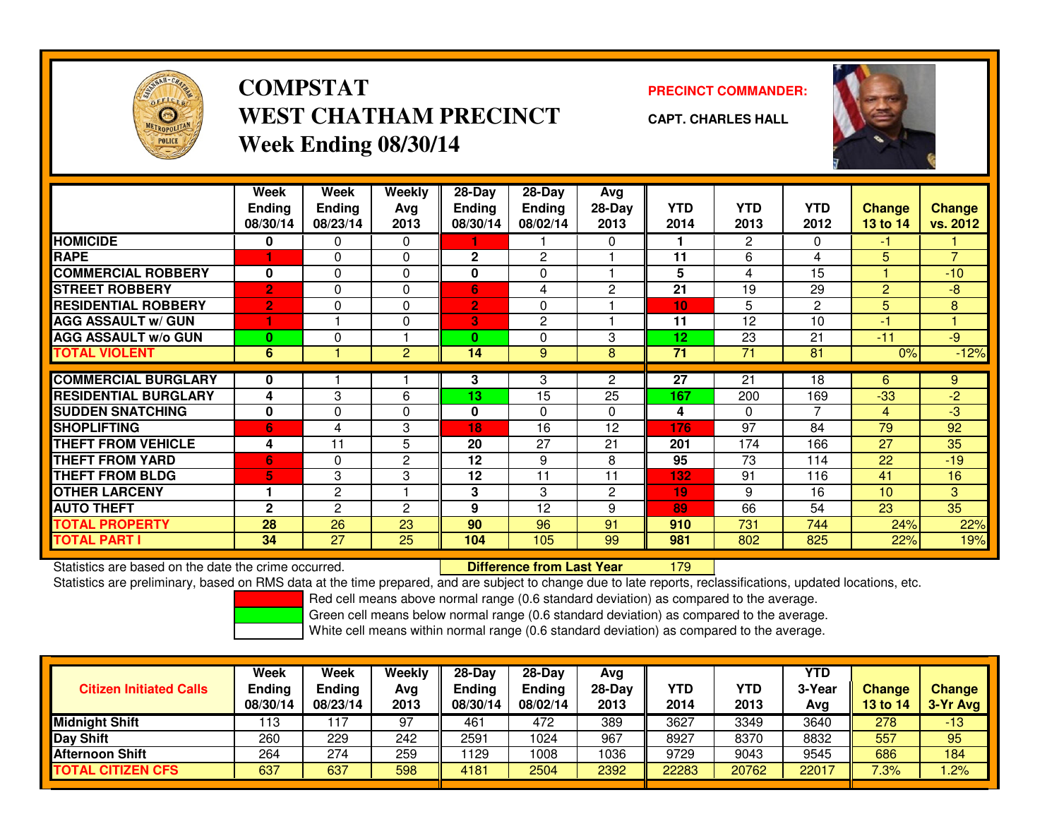# COMPSTAT
# WEST CHATHAM PRECINCT
## Week Ending 08/30/14

**PRECINCT COMMANDER:**

**CAPT. CHARLES HALL**

| | Week Ending 08/30/14 | Week Ending 08/23/14 | Weekly Avg 2013 | 28-Day Ending 08/30/14 | 28-Day Ending 08/02/14 | Avg 28-Day 2013 | YTD 2014 | YTD 2013 | YTD 2012 | Change 13 to 14 | Change vs. 2012 |
|---|---|---|---|---|---|---|---|---|---|---|---|
| HOMICIDE | 0 | 0 | 0 | 1 | 1 | 0 | 1 | 2 | 0 | -1 | 1 |
| RAPE | 1 | 0 | 0 | 2 | 2 | 1 | 11 | 6 | 4 | 5 | 7 |
| COMMERCIAL ROBBERY | 0 | 0 | 0 | 0 | 0 | 1 | 5 | 4 | 15 | 1 | -10 |
| STREET ROBBERY | 2 | 0 | 0 | 6 | 4 | 2 | 21 | 19 | 29 | 2 | -8 |
| RESIDENTIAL ROBBERY | 2 | 0 | 0 | 2 | 0 | 1 | 10 | 5 | 2 | 5 | 8 |
| AGG ASSAULT w/ GUN | 1 | 1 | 0 | 3 | 2 | 1 | 11 | 12 | 10 | -1 | 1 |
| AGG ASSAULT w/o GUN | 0 | 0 | 1 | 0 | 0 | 3 | 12 | 23 | 21 | -11 | -9 |
| TOTAL VIOLENT | 6 | 1 | 2 | 14 | 9 | 8 | 71 | 71 | 81 | 0% | -12% |
| COMMERCIAL BURGLARY | 0 | 1 | 1 | 3 | 3 | 2 | 27 | 21 | 18 | 6 | 9 |
| RESIDENTIAL BURGLARY | 4 | 3 | 6 | 13 | 15 | 25 | 167 | 200 | 169 | -33 | -2 |
| SUDDEN SNATCHING | 0 | 0 | 0 | 0 | 0 | 0 | 4 | 0 | 7 | 4 | -3 |
| SHOPLIFTING | 6 | 4 | 3 | 18 | 16 | 12 | 176 | 97 | 84 | 79 | 92 |
| THEFT FROM VEHICLE | 4 | 11 | 5 | 20 | 27 | 21 | 201 | 174 | 166 | 27 | 35 |
| THEFT FROM YARD | 6 | 0 | 2 | 12 | 9 | 8 | 95 | 73 | 114 | 22 | -19 |
| THEFT FROM BLDG | 5 | 3 | 3 | 12 | 11 | 11 | 132 | 91 | 116 | 41 | 16 |
| OTHER LARCENY | 1 | 2 | 1 | 3 | 3 | 2 | 19 | 9 | 16 | 10 | 3 |
| AUTO THEFT | 2 | 2 | 2 | 9 | 12 | 9 | 89 | 66 | 54 | 23 | 35 |
| TOTAL PROPERTY | 28 | 26 | 23 | 90 | 96 | 91 | 910 | 731 | 744 | 24% | 22% |
| TOTAL PART I | 34 | 27 | 25 | 104 | 105 | 99 | 981 | 802 | 825 | 22% | 19% |

Statistics are based on the date the crime occurred. **Difference from Last Year** 179

Statistics are preliminary, based on RMS data at the time prepared, and are subject to change due to late reports, reclassifications, updated locations, etc.

Red cell means above normal range (0.6 standard deviation) as compared to the average.
Green cell means below normal range (0.6 standard deviation) as compared to the average.
White cell means within normal range (0.6 standard deviation) as compared to the average.

| Citizen Initiated Calls | Week Ending 08/30/14 | Week Ending 08/23/14 | Weekly Avg 2013 | 28-Day Ending 08/30/14 | 28-Day Ending 08/02/14 | Avg 28-Day 2013 | YTD 2014 | YTD 2013 | YTD 3-Year Avg | Change 13 to 14 | Change 3-Yr Avg |
|---|---|---|---|---|---|---|---|---|---|---|---|
| Midnight Shift | 113 | 117 | 97 | 461 | 472 | 389 | 3627 | 3349 | 3640 | 278 | -13 |
| Day Shift | 260 | 229 | 242 | 2591 | 1024 | 967 | 8927 | 8370 | 8832 | 557 | 95 |
| Afternoon Shift | 264 | 274 | 259 | 1129 | 1008 | 1036 | 9729 | 9043 | 9545 | 686 | 184 |
| TOTAL CITIZEN CFS | 637 | 637 | 598 | 4181 | 2504 | 2392 | 22283 | 20762 | 22017 | 7.3% | 1.2% |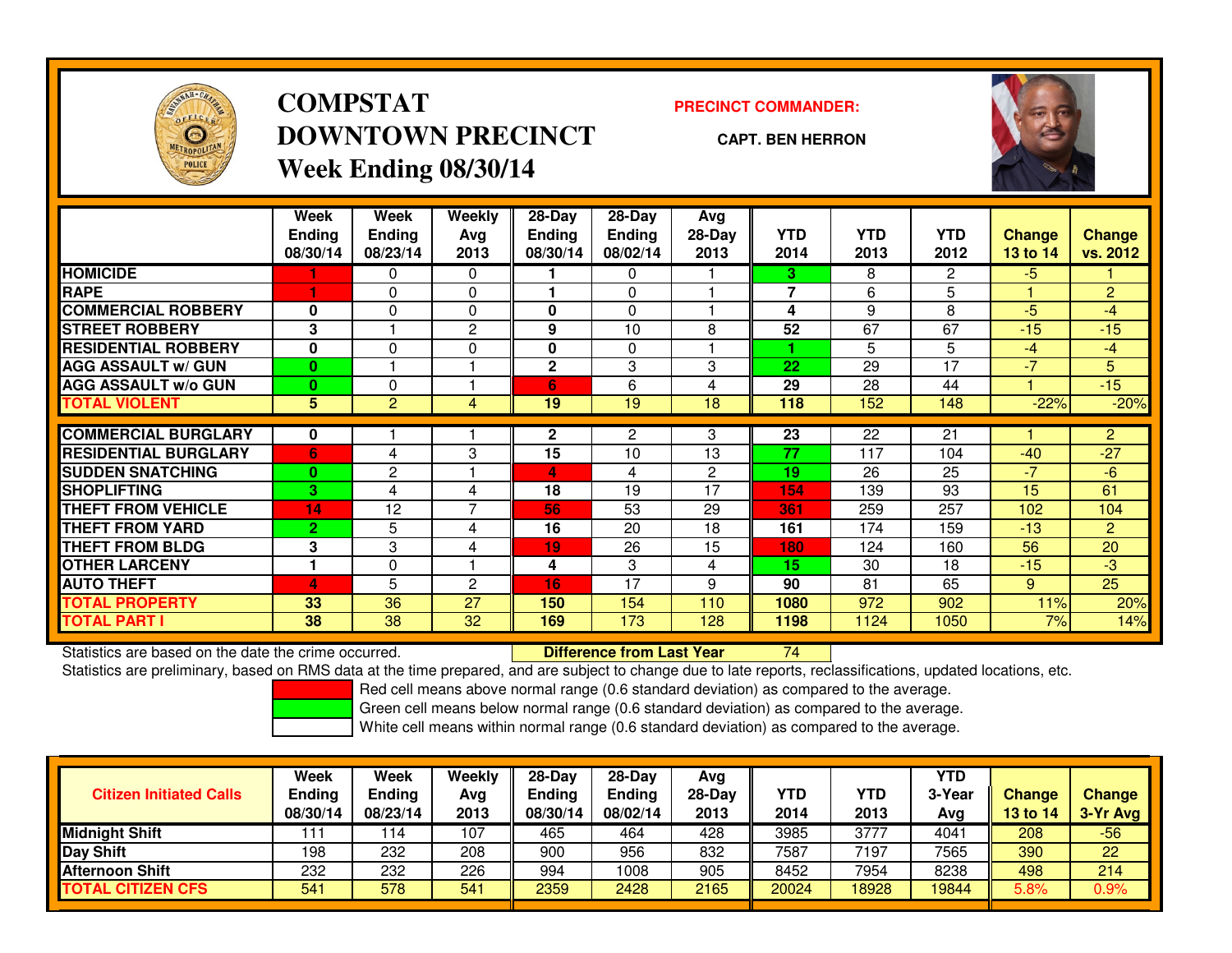# COMPSTAT
# DOWNTOWN PRECINCT
## Week Ending 08/30/14

**PRECINCT COMMANDER:**

**CAPT. BEN HERRON**

| | Week Ending 08/30/14 | Week Ending 08/23/14 | Weekly Avg 2013 | 28-Day Ending 08/30/14 | 28-Day Ending 08/02/14 | Avg 28-Day 2013 | YTD 2014 | YTD 2013 | YTD 2012 | Change 13 to 14 | Change vs. 2012 |
|---|---|---|---|---|---|---|---|---|---|---|---|
| HOMICIDE | 1 | 0 | 0 | 1 | 0 | 1 | 3 | 8 | 2 | -5 | 1 |
| RAPE | 1 | 0 | 0 | 1 | 0 | 1 | 7 | 6 | 5 | 1 | 2 |
| COMMERCIAL ROBBERY | 0 | 0 | 0 | 0 | 0 | 1 | 4 | 9 | 8 | -5 | -4 |
| STREET ROBBERY | 3 | 1 | 2 | 9 | 10 | 8 | 52 | 67 | 67 | -15 | -15 |
| RESIDENTIAL ROBBERY | 0 | 0 | 0 | 0 | 0 | 1 | 1 | 5 | 5 | -4 | -4 |
| AGG ASSAULT w/ GUN | 0 | 1 | 1 | 2 | 3 | 3 | 22 | 29 | 17 | -7 | 5 |
| AGG ASSAULT w/o GUN | 0 | 0 | 1 | 6 | 6 | 4 | 29 | 28 | 44 | 1 | -15 |
| TOTAL VIOLENT | 5 | 2 | 4 | 19 | 19 | 18 | 118 | 152 | 148 | -22% | -20% |
| COMMERCIAL BURGLARY | 0 | 1 | 1 | 2 | 2 | 3 | 23 | 22 | 21 | 1 | 2 |
| RESIDENTIAL BURGLARY | 6 | 4 | 3 | 15 | 10 | 13 | 77 | 117 | 104 | -40 | -27 |
| SUDDEN SNATCHING | 0 | 2 | 1 | 4 | 4 | 2 | 19 | 26 | 25 | -7 | -6 |
| SHOPLIFTING | 3 | 4 | 4 | 18 | 19 | 17 | 154 | 139 | 93 | 15 | 61 |
| THEFT FROM VEHICLE | 14 | 12 | 7 | 56 | 53 | 29 | 361 | 259 | 257 | 102 | 104 |
| THEFT FROM YARD | 2 | 5 | 4 | 16 | 20 | 18 | 161 | 174 | 159 | -13 | 2 |
| THEFT FROM BLDG | 3 | 3 | 4 | 19 | 26 | 15 | 180 | 124 | 160 | 56 | 20 |
| OTHER LARCENY | 1 | 0 | 1 | 4 | 3 | 4 | 15 | 30 | 18 | -15 | -3 |
| AUTO THEFT | 4 | 5 | 2 | 16 | 17 | 9 | 90 | 81 | 65 | 9 | 25 |
| TOTAL PROPERTY | 33 | 36 | 27 | 150 | 154 | 110 | 1080 | 972 | 902 | 11% | 20% |
| TOTAL PART I | 38 | 38 | 32 | 169 | 173 | 128 | 1198 | 1124 | 1050 | 7% | 14% |

Statistics are based on the date the crime occurred. **Difference from Last Year** 74

Statistics are preliminary, based on RMS data at the time prepared, and are subject to change due to late reports, reclassifications, updated locations, etc.

Red cell means above normal range (0.6 standard deviation) as compared to the average.
Green cell means below normal range (0.6 standard deviation) as compared to the average.
White cell means within normal range (0.6 standard deviation) as compared to the average.

| Citizen Initiated Calls | Week Ending 08/30/14 | Week Ending 08/23/14 | Weekly Avg 2013 | 28-Day Ending 08/30/14 | 28-Day Ending 08/02/14 | Avg 28-Day 2013 | YTD 2014 | YTD 2013 | YTD 3-Year Avg | Change 13 to 14 | Change 3-Yr Avg |
|---|---|---|---|---|---|---|---|---|---|---|---|
| Midnight Shift | 111 | 114 | 107 | 465 | 464 | 428 | 3985 | 3777 | 4041 | 208 | -56 |
| Day Shift | 198 | 232 | 208 | 900 | 956 | 832 | 7587 | 7197 | 7565 | 390 | 22 |
| Afternoon Shift | 232 | 232 | 226 | 994 | 1008 | 905 | 8452 | 7954 | 8238 | 498 | 214 |
| TOTAL CITIZEN CFS | 541 | 578 | 541 | 2359 | 2428 | 2165 | 20024 | 18928 | 19844 | 5.8% | 0.9% |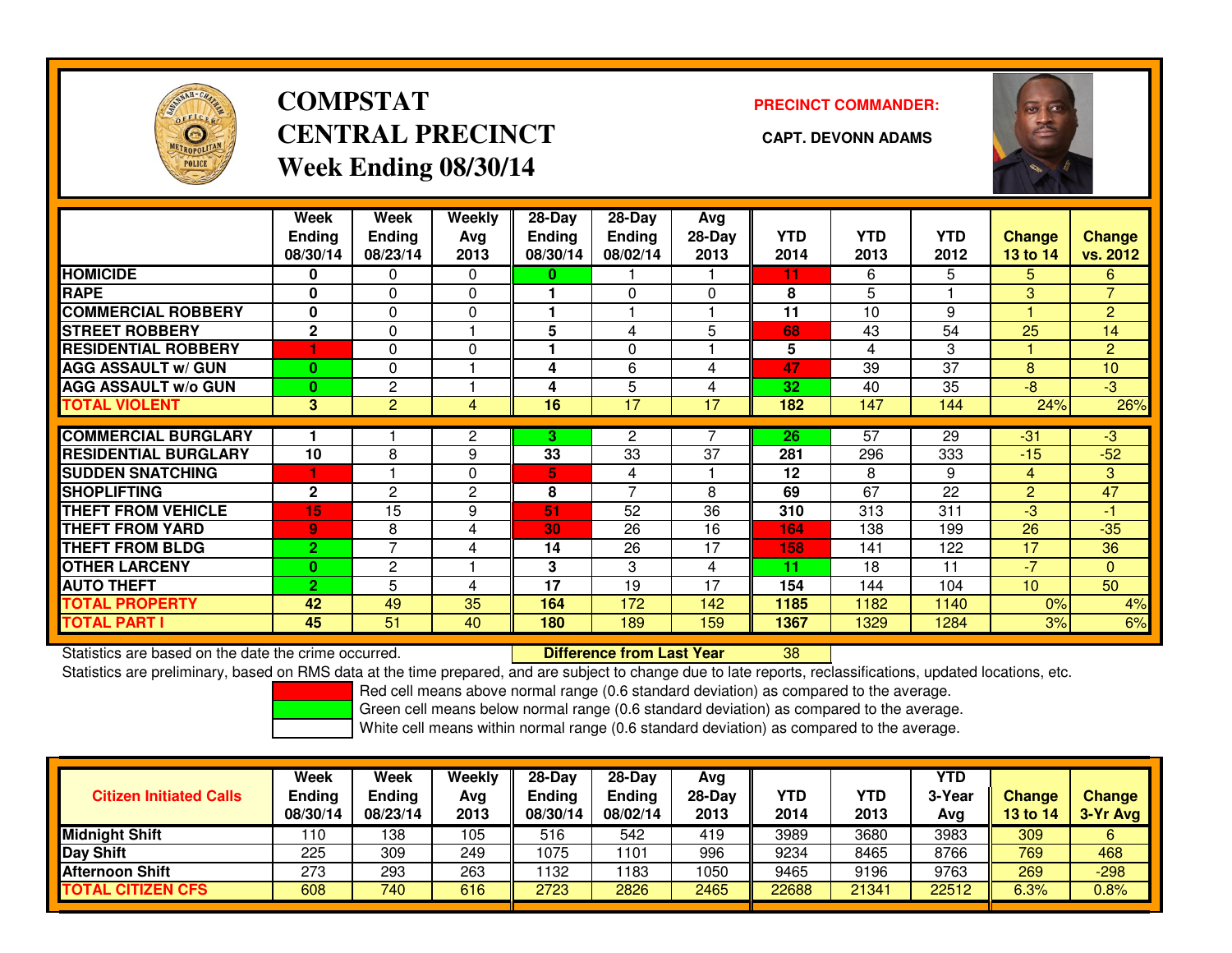# COMPSTAT CENTRAL PRECINCT

## Week Ending 08/30/14

**PRECINCT COMMANDER:**

**CAPT. DEVONN ADAMS**

| | Week Ending 08/30/14 | Week Ending 08/23/14 | Weekly Avg 2013 | 28-Day Ending 08/30/14 | 28-Day Ending 08/02/14 | Avg 28-Day 2013 | YTD 2014 | YTD 2013 | YTD 2012 | Change 13 to 14 | Change vs. 2012 |
|---|---|---|---|---|---|---|---|---|---|---|---|
| HOMICIDE | 0 | 0 | 0 | 0 | 1 | 1 | 11 | 6 | 5 | 5 | 6 |
| RAPE | 0 | 0 | 0 | 1 | 0 | 0 | 8 | 5 | 1 | 3 | 7 |
| COMMERCIAL ROBBERY | 0 | 0 | 0 | 1 | 1 | 1 | 11 | 10 | 9 | 1 | 2 |
| STREET ROBBERY | 2 | 0 | 1 | 5 | 4 | 5 | 68 | 43 | 54 | 25 | 14 |
| RESIDENTIAL ROBBERY | 1 | 0 | 0 | 1 | 0 | 1 | 5 | 4 | 3 | 1 | 2 |
| AGG ASSAULT w/ GUN | 0 | 0 | 1 | 4 | 6 | 4 | 47 | 39 | 37 | 8 | 10 |
| AGG ASSAULT w/o GUN | 0 | 2 | 1 | 4 | 5 | 4 | 32 | 40 | 35 | -8 | -3 |
| TOTAL VIOLENT | 3 | 2 | 4 | 16 | 17 | 17 | 182 | 147 | 144 | 24% | 26% |
| COMMERCIAL BURGLARY | 1 | 1 | 2 | 3 | 2 | 7 | 26 | 57 | 29 | -31 | -3 |
| RESIDENTIAL BURGLARY | 10 | 8 | 9 | 33 | 33 | 37 | 281 | 296 | 333 | -15 | -52 |
| SUDDEN SNATCHING | 1 | 1 | 0 | 5 | 4 | 1 | 12 | 8 | 9 | 4 | 3 |
| SHOPLIFTING | 2 | 2 | 2 | 8 | 7 | 8 | 69 | 67 | 22 | 2 | 47 |
| THEFT FROM VEHICLE | 15 | 15 | 9 | 51 | 52 | 36 | 310 | 313 | 311 | -3 | -1 |
| THEFT FROM YARD | 9 | 8 | 4 | 30 | 26 | 16 | 164 | 138 | 199 | 26 | -35 |
| THEFT FROM BLDG | 2 | 7 | 4 | 14 | 26 | 17 | 158 | 141 | 122 | 17 | 36 |
| OTHER LARCENY | 0 | 2 | 1 | 3 | 3 | 4 | 11 | 18 | 11 | -7 | 0 |
| AUTO THEFT | 2 | 5 | 4 | 17 | 19 | 17 | 154 | 144 | 104 | 10 | 50 |
| TOTAL PROPERTY | 42 | 49 | 35 | 164 | 172 | 142 | 1185 | 1182 | 1140 | 0% | 4% |
| TOTAL PART I | 45 | 51 | 40 | 180 | 189 | 159 | 1367 | 1329 | 1284 | 3% | 6% |

Statistics are based on the date the crime occurred. **Difference from Last Year** 38

Statistics are preliminary, based on RMS data at the time prepared, and are subject to change due to late reports, reclassifications, updated locations, etc.

Red cell means above normal range (0.6 standard deviation) as compared to the average.
Green cell means below normal range (0.6 standard deviation) as compared to the average.
White cell means within normal range (0.6 standard deviation) as compared to the average.

| Citizen Initiated Calls | Week Ending 08/30/14 | Week Ending 08/23/14 | Weekly Avg 2013 | 28-Day Ending 08/30/14 | 28-Day Ending 08/02/14 | Avg 28-Day 2013 | YTD 2014 | YTD 2013 | YTD 3-Year Avg | Change 13 to 14 | Change 3-Yr Avg |
|---|---|---|---|---|---|---|---|---|---|---|---|
| Midnight Shift | 110 | 138 | 105 | 516 | 542 | 419 | 3989 | 3680 | 3983 | 309 | 6 |
| Day Shift | 225 | 309 | 249 | 1075 | 1101 | 996 | 9234 | 8465 | 8766 | 769 | 468 |
| Afternoon Shift | 273 | 293 | 263 | 1132 | 1183 | 1050 | 9465 | 9196 | 9763 | 269 | -298 |
| TOTAL CITIZEN CFS | 608 | 740 | 616 | 2723 | 2826 | 2465 | 22688 | 21341 | 22512 | 6.3% | 0.8% |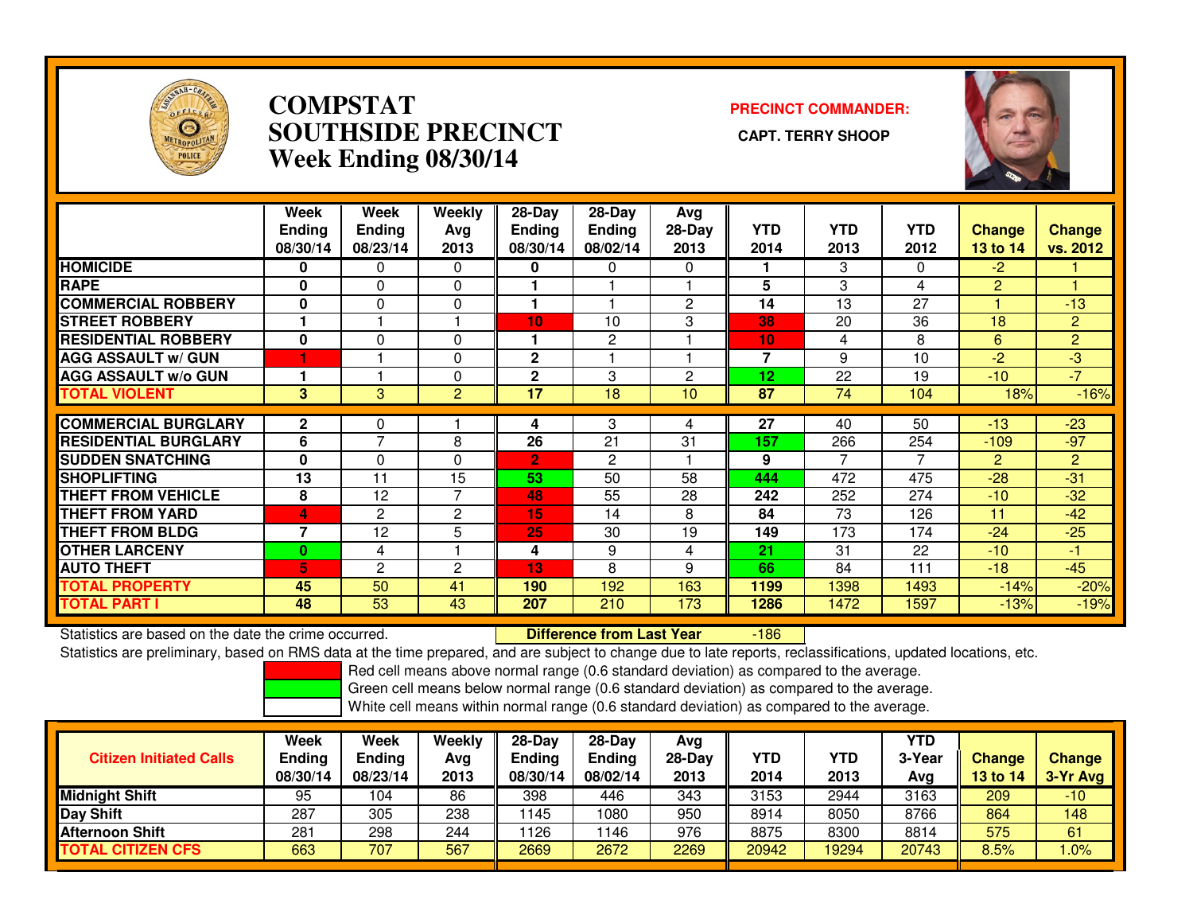# COMPSTAT
# SOUTHSIDE PRECINCT
# Week Ending 08/30/14

**PRECINCT COMMANDER:**

**CAPT. TERRY SHOOP**

| | Week Ending 08/30/14 | Week Ending 08/23/14 | Weekly Avg 2013 | 28-Day Ending 08/30/14 | 28-Day Ending 08/02/14 | Avg 28-Day 2013 | YTD 2014 | YTD 2013 | YTD 2012 | Change 13 to 14 | Change vs. 2012 |
|---|---|---|---|---|---|---|---|---|---|---|---|
| HOMICIDE | 0 | 0 | 0 | 0 | 0 | 0 | 1 | 3 | 0 | -2 | 1 |
| RAPE | 0 | 0 | 0 | 1 | 1 | 1 | 5 | 3 | 4 | 2 | 1 |
| COMMERCIAL ROBBERY | 0 | 0 | 0 | 1 | 1 | 2 | 14 | 13 | 27 | 1 | -13 |
| STREET ROBBERY | 1 | 1 | 1 | 10 | 10 | 3 | 38 | 20 | 36 | 18 | 2 |
| RESIDENTIAL ROBBERY | 0 | 0 | 0 | 1 | 2 | 1 | 10 | 4 | 8 | 6 | 2 |
| AGG ASSAULT w/ GUN | 1 | 1 | 0 | 2 | 1 | 1 | 7 | 9 | 10 | -2 | -3 |
| AGG ASSAULT w/o GUN | 1 | 1 | 0 | 2 | 3 | 2 | 12 | 22 | 19 | -10 | -7 |
| TOTAL VIOLENT | 3 | 3 | 2 | 17 | 18 | 10 | 87 | 74 | 104 | 18% | -16% |
| COMMERCIAL BURGLARY | 2 | 0 | 1 | 4 | 3 | 4 | 27 | 40 | 50 | -13 | -23 |
| RESIDENTIAL BURGLARY | 6 | 7 | 8 | 26 | 21 | 31 | 157 | 266 | 254 | -109 | -97 |
| SUDDEN SNATCHING | 0 | 0 | 0 | 2 | 2 | 1 | 9 | 7 | 7 | 2 | 2 |
| SHOPLIFTING | 13 | 11 | 15 | 53 | 50 | 58 | 444 | 472 | 475 | -28 | -31 |
| THEFT FROM VEHICLE | 8 | 12 | 7 | 48 | 55 | 28 | 242 | 252 | 274 | -10 | -32 |
| THEFT FROM YARD | 4 | 2 | 2 | 15 | 14 | 8 | 84 | 73 | 126 | 11 | -42 |
| THEFT FROM BLDG | 7 | 12 | 5 | 25 | 30 | 19 | 149 | 173 | 174 | -24 | -25 |
| OTHER LARCENY | 0 | 4 | 1 | 4 | 9 | 4 | 21 | 31 | 22 | -10 | -1 |
| AUTO THEFT | 5 | 2 | 2 | 13 | 8 | 9 | 66 | 84 | 111 | -18 | -45 |
| TOTAL PROPERTY | 45 | 50 | 41 | 190 | 192 | 163 | 1199 | 1398 | 1493 | -14% | -20% |
| TOTAL PART I | 48 | 53 | 43 | 207 | 210 | 173 | 1286 | 1472 | 1597 | -13% | -19% |

Statistics are based on the date the crime occurred. **Difference from Last Year** -186

Statistics are preliminary, based on RMS data at the time prepared, and are subject to change due to late reports, reclassifications, updated locations, etc.

Red cell means above normal range (0.6 standard deviation) as compared to the average.
Green cell means below normal range (0.6 standard deviation) as compared to the average.
White cell means within normal range (0.6 standard deviation) as compared to the average.

| Citizen Initiated Calls | Week Ending 08/30/14 | Week Ending 08/23/14 | Weekly Avg 2013 | 28-Day Ending 08/30/14 | 28-Day Ending 08/02/14 | Avg 28-Day 2013 | YTD 2014 | YTD 2013 | YTD 3-Year Avg | Change 13 to 14 | Change 3-Yr Avg |
|---|---|---|---|---|---|---|---|---|---|---|---|
| Midnight Shift | 95 | 104 | 86 | 398 | 446 | 343 | 3153 | 2944 | 3163 | 209 | -10 |
| Day Shift | 287 | 305 | 238 | 1145 | 1080 | 950 | 8914 | 8050 | 8766 | 864 | 148 |
| Afternoon Shift | 281 | 298 | 244 | 1126 | 1146 | 976 | 8875 | 8300 | 8814 | 575 | 61 |
| TOTAL CITIZEN CFS | 663 | 707 | 567 | 2669 | 2672 | 2269 | 20942 | 19294 | 20743 | 8.5% | 1.0% |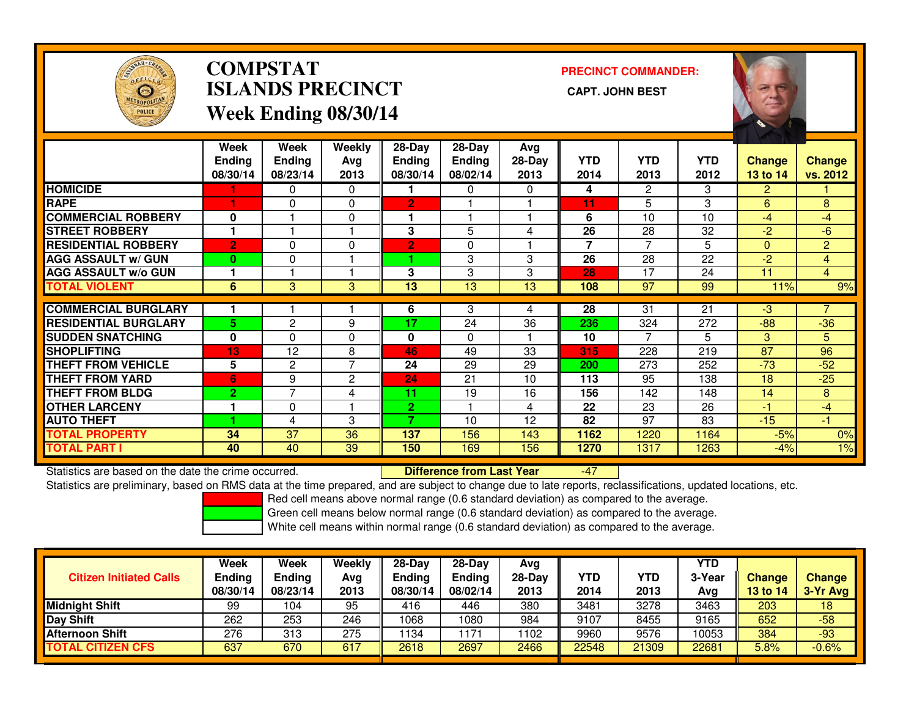# COMPSTAT
# ISLANDS PRECINCT
## Week Ending 08/30/14

**PRECINCT COMMANDER:**

**CAPT. JOHN BEST**

| | Week Ending 08/30/14 | Week Ending 08/23/14 | Weekly Avg 2013 | 28-Day Ending 08/30/14 | 28-Day Ending 08/02/14 | Avg 28-Day 2013 | YTD 2014 | YTD 2013 | YTD 2012 | Change 13 to 14 | Change vs. 2012 |
|---|---|---|---|---|---|---|---|---|---|---|---|
| HOMICIDE | 1 | 0 | 0 | 1 | 0 | 0 | 4 | 2 | 3 | 2 | 1 |
| RAPE | 1 | 0 | 0 | 2 | 1 | 1 | 11 | 5 | 3 | 6 | 8 |
| COMMERCIAL ROBBERY | 0 | 1 | 0 | 1 | 1 | 1 | 6 | 10 | 10 | -4 | -4 |
| STREET ROBBERY | 1 | 1 | 1 | 3 | 5 | 4 | 26 | 28 | 32 | -2 | -6 |
| RESIDENTIAL ROBBERY | 2 | 0 | 0 | 2 | 0 | 1 | 7 | 7 | 5 | 0 | 2 |
| AGG ASSAULT w/ GUN | 0 | 0 | 1 | 1 | 3 | 3 | 26 | 28 | 22 | -2 | 4 |
| AGG ASSAULT w/o GUN | 1 | 1 | 1 | 3 | 3 | 3 | 28 | 17 | 24 | 11 | 4 |
| TOTAL VIOLENT | 6 | 3 | 3 | 13 | 13 | 13 | 108 | 97 | 99 | 11% | 9% |
| COMMERCIAL BURGLARY | 1 | 1 | 1 | 6 | 3 | 4 | 28 | 31 | 21 | -3 | 7 |
| RESIDENTIAL BURGLARY | 5 | 2 | 9 | 17 | 24 | 36 | 236 | 324 | 272 | -88 | -36 |
| SUDDEN SNATCHING | 0 | 0 | 0 | 0 | 0 | 1 | 10 | 7 | 5 | 3 | 5 |
| SHOPLIFTING | 13 | 12 | 8 | 46 | 49 | 33 | 315 | 228 | 219 | 87 | 96 |
| THEFT FROM VEHICLE | 5 | 2 | 7 | 24 | 29 | 29 | 200 | 273 | 252 | -73 | -52 |
| THEFT FROM YARD | 6 | 9 | 2 | 24 | 21 | 10 | 113 | 95 | 138 | 18 | -25 |
| THEFT FROM BLDG | 2 | 7 | 4 | 11 | 19 | 16 | 156 | 142 | 148 | 14 | 8 |
| OTHER LARCENY | 1 | 0 | 1 | 2 | 1 | 4 | 22 | 23 | 26 | -1 | -4 |
| AUTO THEFT | 1 | 4 | 3 | 7 | 10 | 12 | 82 | 97 | 83 | -15 | -1 |
| TOTAL PROPERTY | 34 | 37 | 36 | 137 | 156 | 143 | 1162 | 1220 | 1164 | -5% | 0% |
| TOTAL PART I | 40 | 40 | 39 | 150 | 169 | 156 | 1270 | 1317 | 1263 | -4% | 1% |

Statistics are based on the date the crime occurred. **Difference from Last Year** -47

Statistics are preliminary, based on RMS data at the time prepared, and are subject to change due to late reports, reclassifications, updated locations, etc.

Red cell means above normal range (0.6 standard deviation) as compared to the average.
Green cell means below normal range (0.6 standard deviation) as compared to the average.
White cell means within normal range (0.6 standard deviation) as compared to the average.

| Citizen Initiated Calls | Week Ending 08/30/14 | Week Ending 08/23/14 | Weekly Avg 2013 | 28-Day Ending 08/30/14 | 28-Day Ending 08/02/14 | Avg 28-Day 2013 | YTD 2014 | YTD 2013 | YTD 3-Year Avg | Change 13 to 14 | Change 3-Yr Avg |
|---|---|---|---|---|---|---|---|---|---|---|---|
| Midnight Shift | 99 | 104 | 95 | 416 | 446 | 380 | 3481 | 3278 | 3463 | 203 | 18 |
| Day Shift | 262 | 253 | 246 | 1068 | 1080 | 984 | 9107 | 8455 | 9165 | 652 | -58 |
| Afternoon Shift | 276 | 313 | 275 | 1134 | 1171 | 1102 | 9960 | 9576 | 10053 | 384 | -93 |
| TOTAL CITIZEN CFS | 637 | 670 | 617 | 2618 | 2697 | 2466 | 22548 | 21309 | 22681 | 5.8% | -0.6% |